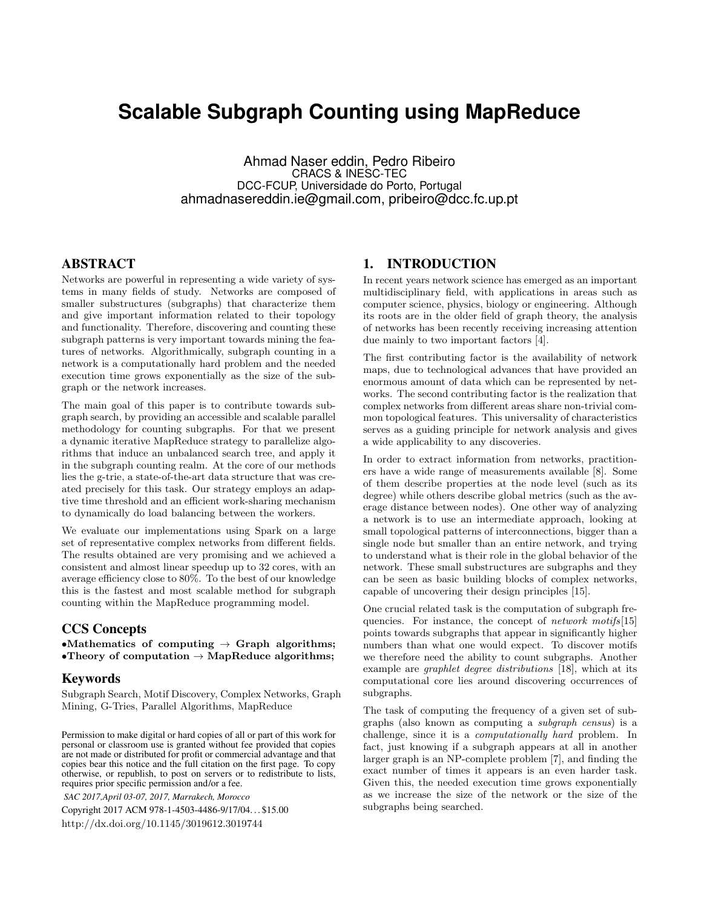# Scalable Subgraph Counting using MapReduce

Ahmad Naser eddin, Pedro Ribeiro
CRACS & INESC-TEC
DCC-FCUP, Universidade do Porto, Portugal
ahmadnasereddin.ie@gmail.com, pribeiro@dcc.fc.up.pt

## ABSTRACT

Networks are powerful in representing a wide variety of systems in many fields of study. Networks are composed of smaller substructures (subgraphs) that characterize them and give important information related to their topology and functionality. Therefore, discovering and counting these subgraph patterns is very important towards mining the features of networks. Algorithmically, subgraph counting in a network is a computationally hard problem and the needed execution time grows exponentially as the size of the subgraph or the network increases.

The main goal of this paper is to contribute towards subgraph search, by providing an accessible and scalable parallel methodology for counting subgraphs. For that we present a dynamic iterative MapReduce strategy to parallelize algorithms that induce an unbalanced search tree, and apply it in the subgraph counting realm. At the core of our methods lies the g-trie, a state-of-the-art data structure that was created precisely for this task. Our strategy employs an adaptive time threshold and an efficient work-sharing mechanism to dynamically do load balancing between the workers.

We evaluate our implementations using Spark on a large set of representative complex networks from different fields. The results obtained are very promising and we achieved a consistent and almost linear speedup up to 32 cores, with an average efficiency close to 80%. To the best of our knowledge this is the fastest and most scalable method for subgraph counting within the MapReduce programming model.

### CCS Concepts

•**Mathematics of computing → Graph algorithms;**
•**Theory of computation → MapReduce algorithms;**

### Keywords

Subgraph Search, Motif Discovery, Complex Networks, Graph Mining, G-Tries, Parallel Algorithms, MapReduce

Permission to make digital or hard copies of all or part of this work for personal or classroom use is granted without fee provided that copies are not made or distributed for profit or commercial advantage and that copies bear this notice and the full citation on the first page. To copy otherwise, or republish, to post on servers or to redistribute to lists, requires prior specific permission and/or a fee.

*SAC 2017,April 03-07, 2017, Marrakech, Morocco*

Copyright 2017 ACM 978-1-4503-4486-9/17/04…$15.00

http://dx.doi.org/10.1145/3019612.3019744

## 1. INTRODUCTION

In recent years network science has emerged as an important multidisciplinary field, with applications in areas such as computer science, physics, biology or engineering. Although its roots are in the older field of graph theory, the analysis of networks has been recently receiving increasing attention due mainly to two important factors [4].

The first contributing factor is the availability of network maps, due to technological advances that have provided an enormous amount of data which can be represented by networks. The second contributing factor is the realization that complex networks from different areas share non-trivial common topological features. This universality of characteristics serves as a guiding principle for network analysis and gives a wide applicability to any discoveries.

In order to extract information from networks, practitioners have a wide range of measurements available [8]. Some of them describe properties at the node level (such as its degree) while others describe global metrics (such as the average distance between nodes). One other way of analyzing a network is to use an intermediate approach, looking at small topological patterns of interconnections, bigger than a single node but smaller than an entire network, and trying to understand what is their role in the global behavior of the network. These small substructures are subgraphs and they can be seen as basic building blocks of complex networks, capable of uncovering their design principles [15].

One crucial related task is the computation of subgraph frequencies. For instance, the concept of *network motifs*[15] points towards subgraphs that appear in significantly higher numbers than what one would expect. To discover motifs we therefore need the ability to count subgraphs. Another example are *graphlet degree distributions* [18], which at its computational core lies around discovering occurrences of subgraphs.

The task of computing the frequency of a given set of subgraphs (also known as computing a *subgraph census*) is a challenge, since it is a *computationally hard* problem. In fact, just knowing if a subgraph appears at all in another larger graph is an NP-complete problem [7], and finding the exact number of times it appears is an even harder task. Given this, the needed execution time grows exponentially as we increase the size of the network or the size of the subgraphs being searched.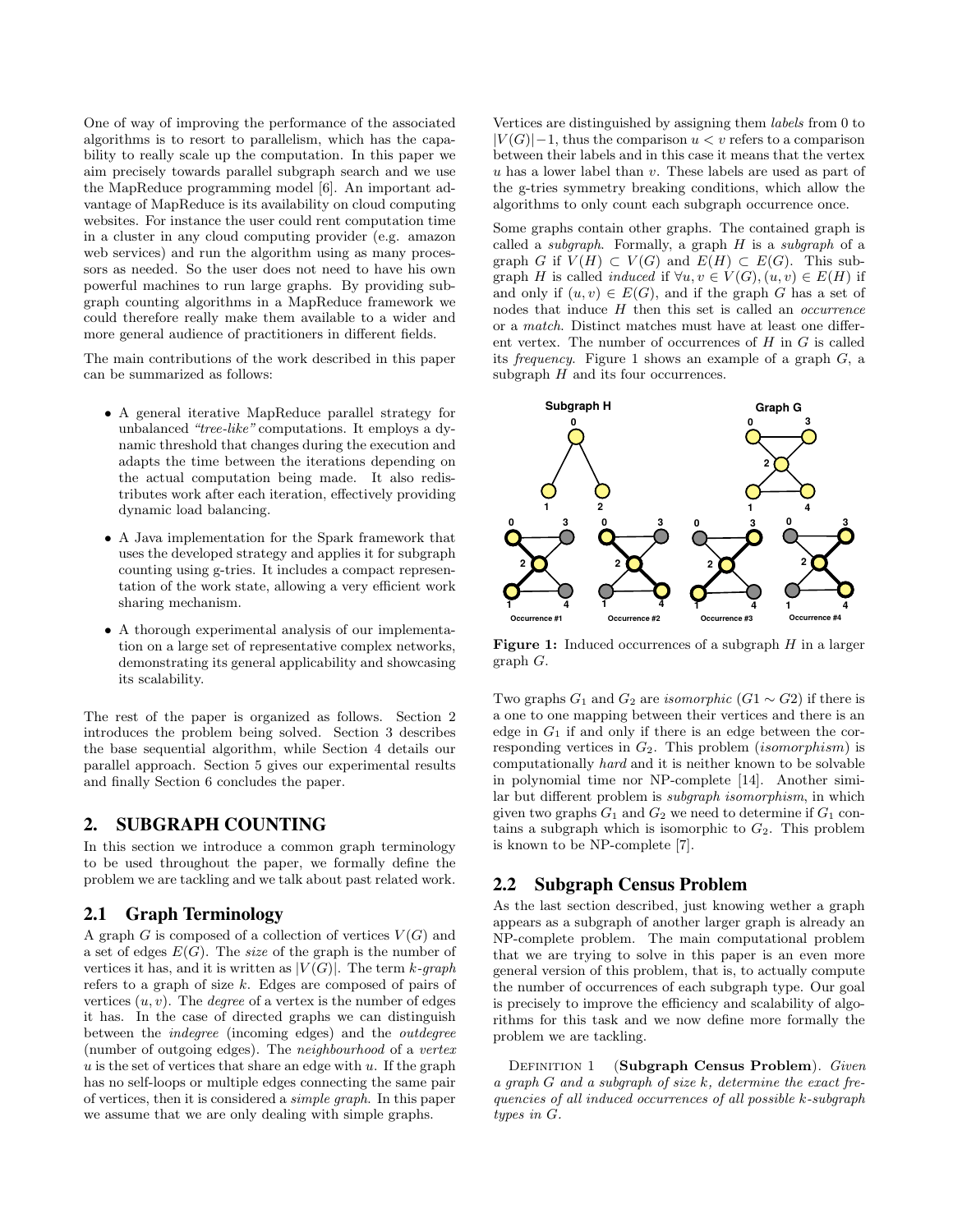One of way of improving the performance of the associated algorithms is to resort to parallelism, which has the capability to really scale up the computation. In this paper we aim precisely towards parallel subgraph search and we use the MapReduce programming model [6]. An important advantage of MapReduce is its availability on cloud computing websites. For instance the user could rent computation time in a cluster in any cloud computing provider (e.g. amazon web services) and run the algorithm using as many processors as needed. So the user does not need to have his own powerful machines to run large graphs. By providing subgraph counting algorithms in a MapReduce framework we could therefore really make them available to a wider and more general audience of practitioners in different fields.

The main contributions of the work described in this paper can be summarized as follows:

- A general iterative MapReduce parallel strategy for unbalanced *"tree-like"* computations. It employs a dynamic threshold that changes during the execution and adapts the time between the iterations depending on the actual computation being made. It also redistributes work after each iteration, effectively providing dynamic load balancing.
- A Java implementation for the Spark framework that uses the developed strategy and applies it for subgraph counting using g-tries. It includes a compact representation of the work state, allowing a very efficient work sharing mechanism.
- A thorough experimental analysis of our implementation on a large set of representative complex networks, demonstrating its general applicability and showcasing its scalability.

The rest of the paper is organized as follows. Section 2 introduces the problem being solved. Section 3 describes the base sequential algorithm, while Section 4 details our parallel approach. Section 5 gives our experimental results and finally Section 6 concludes the paper.

## 2. SUBGRAPH COUNTING

In this section we introduce a common graph terminology to be used throughout the paper, we formally define the problem we are tackling and we talk about past related work.

### 2.1 Graph Terminology

A graph $G$ is composed of a collection of vertices $V(G)$ and a set of edges $E(G)$. The *size* of the graph is the number of vertices it has, and it is written as $|V(G)|$. The term *k-graph* refers to a graph of size $k$. Edges are composed of pairs of vertices $(u, v)$. The *degree* of a vertex is the number of edges it has. In the case of directed graphs we can distinguish between the *indegree* (incoming edges) and the *outdegree* (number of outgoing edges). The *neighbourhood* of a *vertex* $u$ is the set of vertices that share an edge with $u$. If the graph has no self-loops or multiple edges connecting the same pair of vertices, then it is considered a *simple graph*. In this paper we assume that we are only dealing with simple graphs.

Vertices are distinguished by assigning them *labels* from 0 to $|V(G)|-1$, thus the comparison $u < v$ refers to a comparison between their labels and in this case it means that the vertex $u$ has a lower label than $v$. These labels are used as part of the g-tries symmetry breaking conditions, which allow the algorithms to only count each subgraph occurrence once.

Some graphs contain other graphs. The contained graph is called a *subgraph*. Formally, a graph $H$ is a *subgraph* of a graph $G$ if $V(H) \subset V(G)$ and $E(H) \subset E(G)$. This subgraph $H$ is called *induced* if $\forall u, v \in V(G), (u, v) \in E(H)$ if and only if $(u, v) \in E(G)$, and if the graph $G$ has a set of nodes that induce $H$ then this set is called an *occurrence* or a *match*. Distinct matches must have at least one different vertex. The number of occurrences of $H$ in $G$ is called its *frequency*. Figure 1 shows an example of a graph $G$, a subgraph $H$ and its four occurrences.

**Figure 1:** Induced occurrences of a subgraph $H$ in a larger graph $G$.

Two graphs $G_1$ and $G_2$ are *isomorphic* ($G1 \sim G2$) if there is a one to one mapping between their vertices and there is an edge in $G_1$ if and only if there is an edge between the corresponding vertices in $G_2$. This problem (*isomorphism*) is computationally *hard* and it is neither known to be solvable in polynomial time nor NP-complete [14]. Another similar but different problem is *subgraph isomorphism*, in which given two graphs $G_1$ and $G_2$ we need to determine if $G_1$ contains a subgraph which is isomorphic to $G_2$. This problem is known to be NP-complete [7].

### 2.2 Subgraph Census Problem

As the last section described, just knowing wether a graph appears as a subgraph of another larger graph is already an NP-complete problem. The main computational problem that we are trying to solve in this paper is an even more general version of this problem, that is, to actually compute the number of occurrences of each subgraph type. Our goal is precisely to improve the efficiency and scalability of algorithms for this task and we now define more formally the problem we are tackling.

DEFINITION 1 (**Subgraph Census Problem**). *Given a graph $G$ and a subgraph of size $k$, determine the exact frequencies of all induced occurrences of all possible $k$-subgraph types in $G$.*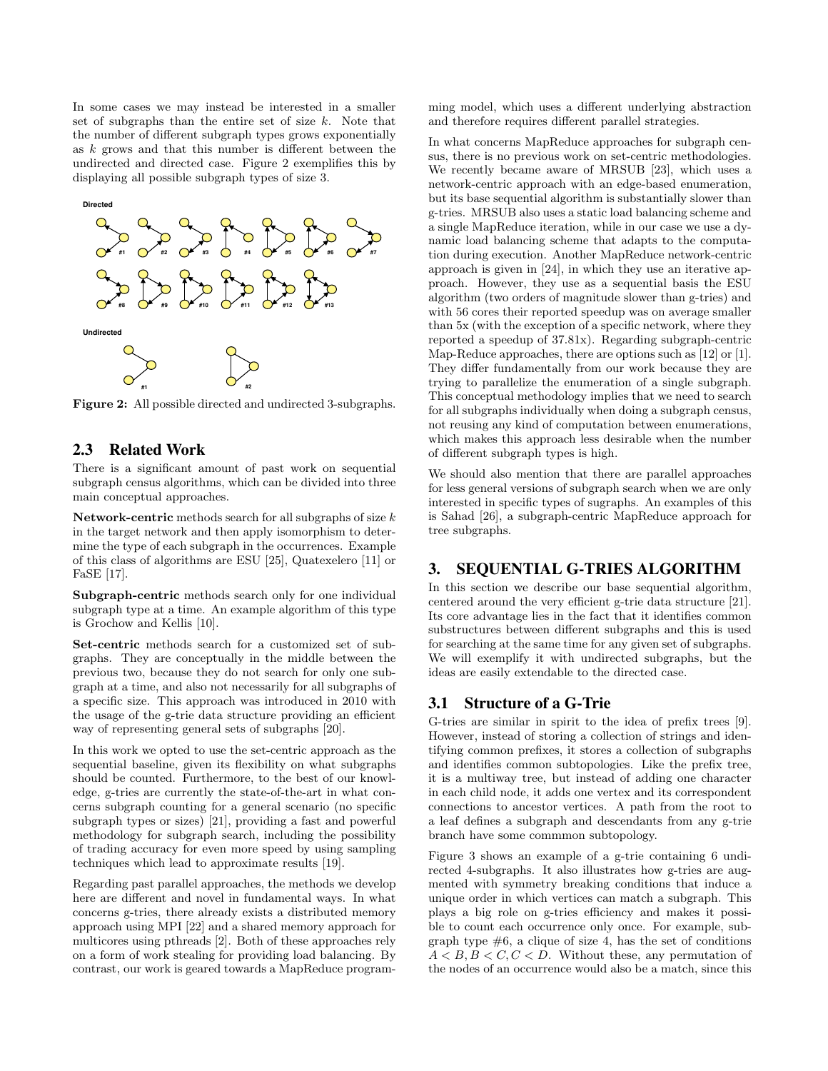In some cases we may instead be interested in a smaller set of subgraphs than the entire set of size $k$. Note that the number of different subgraph types grows exponentially as $k$ grows and that this number is different between the undirected and directed case. Figure 2 exemplifies this by displaying all possible subgraph types of size 3.

Figure 2: All possible directed and undirected 3-subgraphs.

## 2.3 Related Work

There is a significant amount of past work on sequential subgraph census algorithms, which can be divided into three main conceptual approaches.

**Network-centric** methods search for all subgraphs of size $k$ in the target network and then apply isomorphism to determine the type of each subgraph in the occurrences. Example of this class of algorithms are ESU [25], Quatexelero [11] or FaSE [17].

**Subgraph-centric** methods search only for one individual subgraph type at a time. An example algorithm of this type is Grochow and Kellis [10].

**Set-centric** methods search for a customized set of subgraphs. They are conceptually in the middle between the previous two, because they do not search for only one subgraph at a time, and also not necessarily for all subgraphs of a specific size. This approach was introduced in 2010 with the usage of the g-trie data structure providing an efficient way of representing general sets of subgraphs [20].

In this work we opted to use the set-centric approach as the sequential baseline, given its flexibility on what subgraphs should be counted. Furthermore, to the best of our knowledge, g-tries are currently the state-of-the-art in what concerns subgraph counting for a general scenario (no specific subgraph types or sizes) [21], providing a fast and powerful methodology for subgraph search, including the possibility of trading accuracy for even more speed by using sampling techniques which lead to approximate results [19].

Regarding past parallel approaches, the methods we develop here are different and novel in fundamental ways. In what concerns g-tries, there already exists a distributed memory approach using MPI [22] and a shared memory approach for multicores using pthreads [2]. Both of these approaches rely on a form of work stealing for providing load balancing. By contrast, our work is geared towards a MapReduce programming model, which uses a different underlying abstraction and therefore requires different parallel strategies.

In what concerns MapReduce approaches for subgraph census, there is no previous work on set-centric methodologies. We recently became aware of MRSUB [23], which uses a network-centric approach with an edge-based enumeration, but its base sequential algorithm is substantially slower than g-tries. MRSUB also uses a static load balancing scheme and a single MapReduce iteration, while in our case we use a dynamic load balancing scheme that adapts to the computation during execution. Another MapReduce network-centric approach is given in [24], in which they use an iterative approach. However, they use as a sequential basis the ESU algorithm (two orders of magnitude slower than g-tries) and with 56 cores their reported speedup was on average smaller than 5x (with the exception of a specific network, where they reported a speedup of 37.81x). Regarding subgraph-centric Map-Reduce approaches, there are options such as [12] or [1]. They differ fundamentally from our work because they are trying to parallelize the enumeration of a single subgraph. This conceptual methodology implies that we need to search for all subgraphs individually when doing a subgraph census, not reusing any kind of computation between enumerations, which makes this approach less desirable when the number of different subgraph types is high.

We should also mention that there are parallel approaches for less general versions of subgraph search when we are only interested in specific types of sugraphs. An examples of this is Sahad [26], a subgraph-centric MapReduce approach for tree subgraphs.

# 3. SEQUENTIAL G-TRIES ALGORITHM

In this section we describe our base sequential algorithm, centered around the very efficient g-trie data structure [21]. Its core advantage lies in the fact that it identifies common substructures between different subgraphs and this is used for searching at the same time for any given set of subgraphs. We will exemplify it with undirected subgraphs, but the ideas are easily extendable to the directed case.

## 3.1 Structure of a G-Trie

G-tries are similar in spirit to the idea of prefix trees [9]. However, instead of storing a collection of strings and identifying common prefixes, it stores a collection of subgraphs and identifies common subtopologies. Like the prefix tree, it is a multiway tree, but instead of adding one character in each child node, it adds one vertex and its correspondent connections to ancestor vertices. A path from the root to a leaf defines a subgraph and descendants from any g-trie branch have some commmon subtopology.

Figure 3 shows an example of a g-trie containing 6 undirected 4-subgraphs. It also illustrates how g-tries are augmented with symmetry breaking conditions that induce a unique order in which vertices can match a subgraph. This plays a big role on g-tries efficiency and makes it possible to count each occurrence only once. For example, subgraph type #6, a clique of size 4, has the set of conditions $A < B, B < C, C < D$. Without these, any permutation of the nodes of an occurrence would also be a match, since this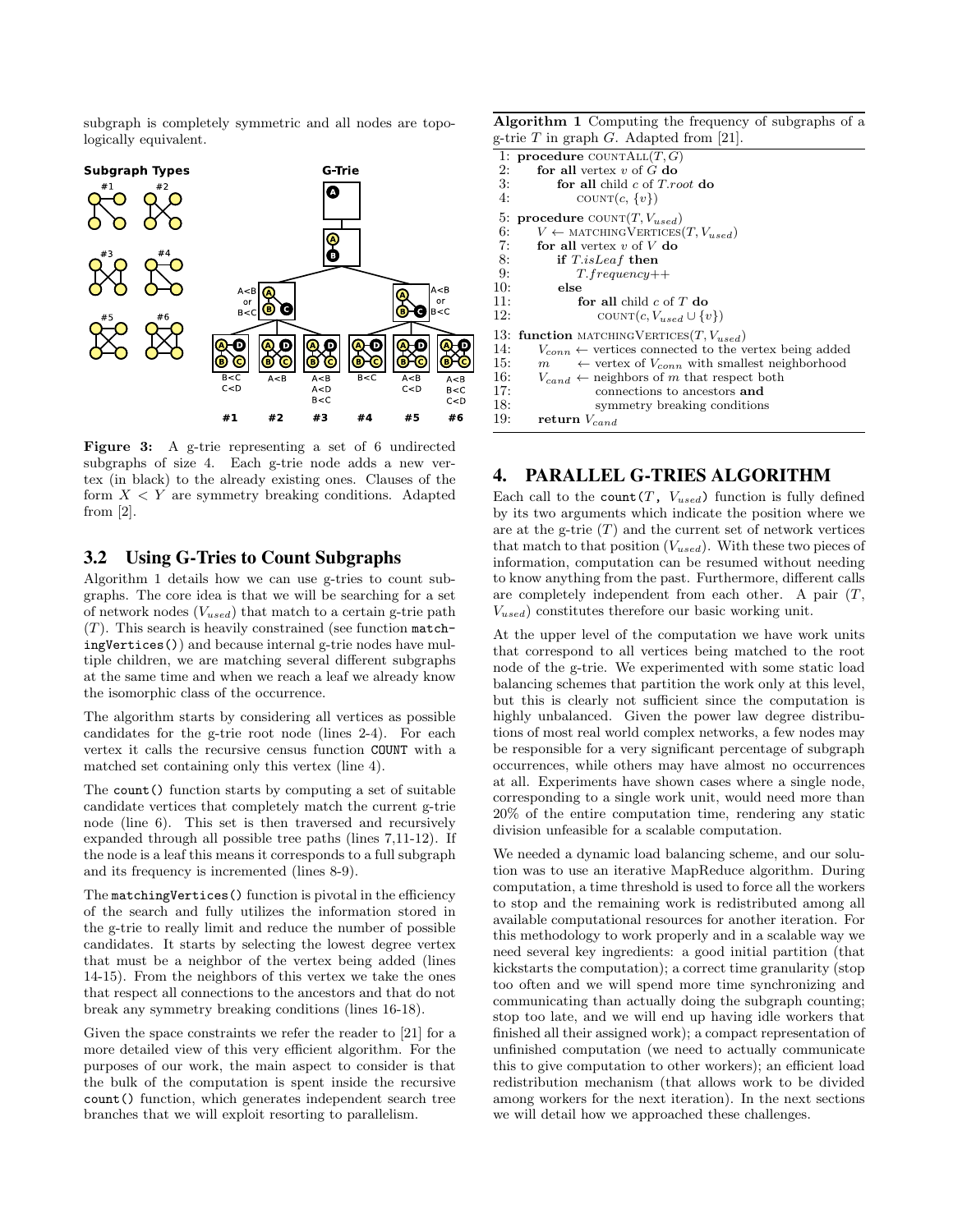subgraph is completely symmetric and all nodes are topologically equivalent.

**Figure 3:** A g-trie representing a set of 6 undirected subgraphs of size 4. Each g-trie node adds a new vertex (in black) to the already existing ones. Clauses of the form $X < Y$ are symmetry breaking conditions. Adapted from [2].

## 3.2 Using G-Tries to Count Subgraphs

Algorithm 1 details how we can use g-tries to count subgraphs. The core idea is that we will be searching for a set of network nodes ($V_{used}$) that match to a certain g-trie path ($T$). This search is heavily constrained (see function `matchingVertices()`) and because internal g-trie nodes have multiple children, we are matching several different subgraphs at the same time and when we reach a leaf we already know the isomorphic class of the occurrence.

The algorithm starts by considering all vertices as possible candidates for the g-trie root node (lines 2-4). For each vertex it calls the recursive census function `COUNT` with a matched set containing only this vertex (line 4).

The `count()` function starts by computing a set of suitable candidate vertices that completely match the current g-trie node (line 6). This set is then traversed and recursively expanded through all possible tree paths (lines 7,11-12). If the node is a leaf this means it corresponds to a full subgraph and its frequency is incremented (lines 8-9).

The `matchingVertices()` function is pivotal in the efficiency of the search and fully utilizes the information stored in the g-trie to really limit and reduce the number of possible candidates. It starts by selecting the lowest degree vertex that must be a neighbor of the vertex being added (lines 14-15). From the neighbors of this vertex we take the ones that respect all connections to the ancestors and that do not break any symmetry breaking conditions (lines 16-18).

Given the space constraints we refer the reader to [21] for a more detailed view of this very efficient algorithm. For the purposes of our work, the main aspect to consider is that the bulk of the computation is spent inside the recursive `count()` function, which generates independent search tree branches that we will exploit resorting to parallelism.

**Algorithm 1** Computing the frequency of subgraphs of a g-trie $T$ in graph $G$. Adapted from [21].

```
 1: procedure COUNTALL(T, G)
 2:     for all vertex v of G do
 3:         for all child c of T.root do
 4:             COUNT(c, {v})
 5: procedure COUNT(T, V_used)
 6:     V ← MATCHINGVERTICES(T, V_used)
 7:     for all vertex v of V do
 8:         if T.isLeaf then
 9:             T.frequency++
10:         else
11:             for all child c of T do
12:                 COUNT(c, V_used ∪ {v})
13: function MATCHINGVERTICES(T, V_used)
14:     V_conn ← vertices connected to the vertex being added
15:     m      ← vertex of V_conn with smallest neighborhood
16:     V_cand ← neighbors of m that respect both
17:              connections to ancestors and
18:              symmetry breaking conditions
19:     return V_cand
```

## 4. PARALLEL G-TRIES ALGORITHM

Each call to the `count(`$T$`, `$V_{used}$`)` function is fully defined by its two arguments which indicate the position where we are at the g-trie ($T$) and the current set of network vertices that match to that position ($V_{used}$). With these two pieces of information, computation can be resumed without needing to know anything from the past. Furthermore, different calls are completely independent from each other. A pair ($T$, $V_{used}$) constitutes therefore our basic working unit.

At the upper level of the computation we have work units that correspond to all vertices being matched to the root node of the g-trie. We experimented with some static load balancing schemes that partition the work only at this level, but this is clearly not sufficient since the computation is highly unbalanced. Given the power law degree distributions of most real world complex networks, a few nodes may be responsible for a very significant percentage of subgraph occurrences, while others may have almost no occurrences at all. Experiments have shown cases where a single node, corresponding to a single work unit, would need more than 20% of the entire computation time, rendering any static division unfeasible for a scalable computation.

We needed a dynamic load balancing scheme, and our solution was to use an iterative MapReduce algorithm. During computation, a time threshold is used to force all the workers to stop and the remaining work is redistributed among all available computational resources for another iteration. For this methodology to work properly and in a scalable way we need several key ingredients: a good initial partition (that kickstarts the computation); a correct time granularity (stop too often and we will spend more time synchronizing and communicating than actually doing the subgraph counting; stop too late, and we will end up having idle workers that finished all their assigned work); a compact representation of unfinished computation (we need to actually communicate this to give computation to other workers); an efficient load redistribution mechanism (that allows work to be divided among workers for the next iteration). In the next sections we will detail how we approached these challenges.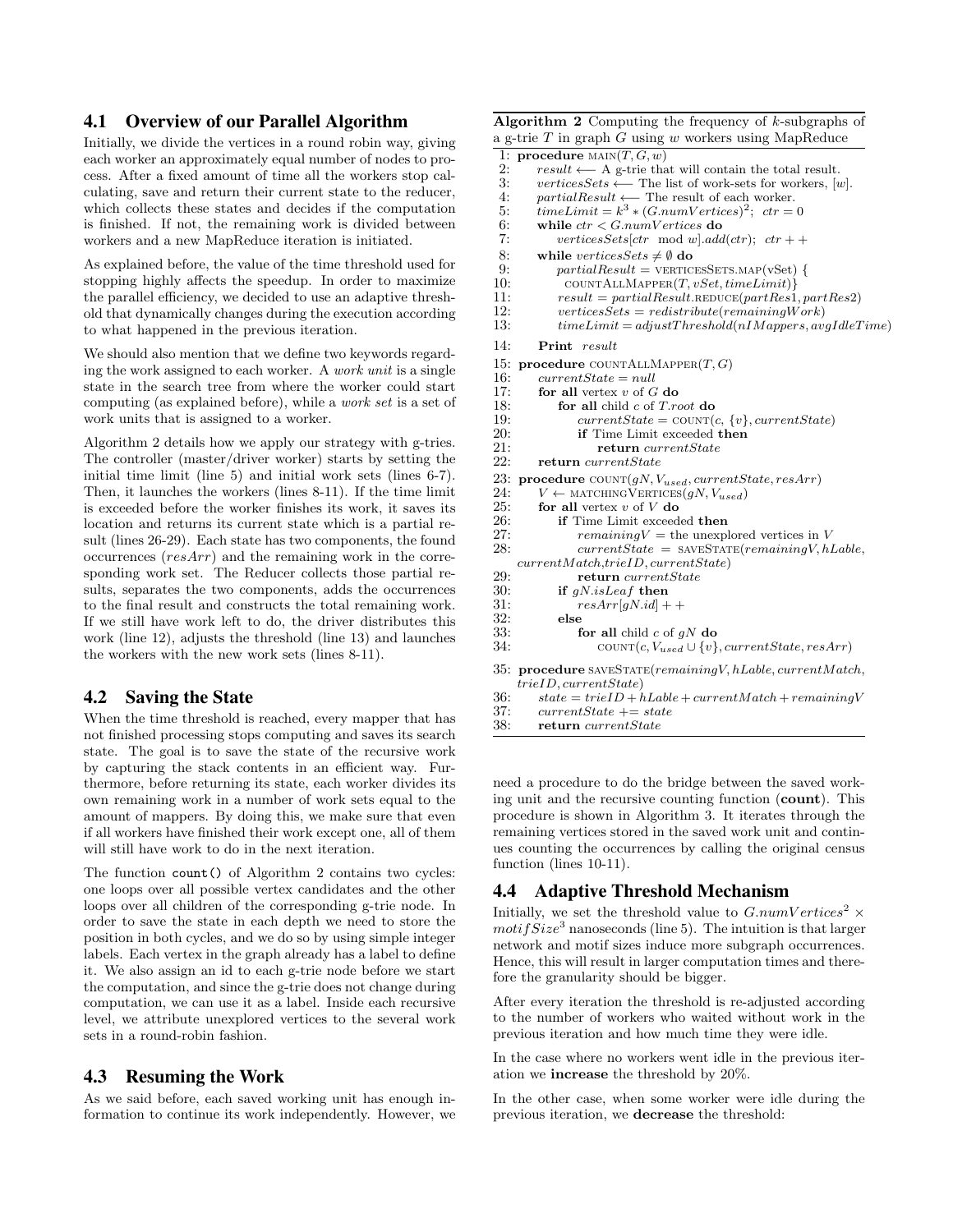### 4.1 Overview of our Parallel Algorithm

Initially, we divide the vertices in a round robin way, giving each worker an approximately equal number of nodes to process. After a fixed amount of time all the workers stop calculating, save and return their current state to the reducer, which collects these states and decides if the computation is finished. If not, the remaining work is divided between workers and a new MapReduce iteration is initiated.

As explained before, the value of the time threshold used for stopping highly affects the speedup. In order to maximize the parallel efficiency, we decided to use an adaptive threshold that dynamically changes during the execution according to what happened in the previous iteration.

We should also mention that we define two keywords regarding the work assigned to each worker. A *work unit* is a single state in the search tree from where the worker could start computing (as explained before), while a *work set* is a set of work units that is assigned to a worker.

Algorithm 2 details how we apply our strategy with g-tries. The controller (master/driver worker) starts by setting the initial time limit (line 5) and initial work sets (lines 6-7). Then, it launches the workers (lines 8-11). If the time limit is exceeded before the worker finishes its work, it saves its location and returns its current state which is a partial result (lines 26-29). Each state has two components, the found occurrences (*resArr*) and the remaining work in the corresponding work set. The Reducer collects those partial results, separates the two components, adds the occurrences to the final result and constructs the total remaining work. If we still have work left to do, the driver distributes this work (line 12), adjusts the threshold (line 13) and launches the workers with the new work sets (lines 8-11).

**Algorithm 2** Computing the frequency of $k$-subgraphs of a g-trie $T$ in graph $G$ using $w$ workers using MapReduce

```
 1: procedure MAIN(T, G, w)
 2:     result ⟵ A g-trie that will contain the total result.
 3:     verticesSets ⟵ The list of work-sets for workers, [w].
 4:     partialResult ⟵ The result of each worker.
 5:     timeLimit = k^3 * (G.numVertices)^2;  ctr = 0
 6:     while ctr < G.numVertices do
 7:         verticesSets[ctr mod w].add(ctr);  ctr++
 8:     while verticesSets ≠ ∅ do
 9:         partialResult = VERTICESSETS.MAP(vSet) {
10:             COUNTALLMAPPER(T, vSet, timeLimit)}
11:         result = partialResult.REDUCE(partRes1, partRes2)
12:         verticesSets = redistribute(remainingWork)
13:         timeLimit = adjustThreshold(nIMappers, avgIdleTime)
14:     Print result
15: procedure COUNTALLMAPPER(T, G)
16:     currentState = null
17:     for all vertex v of G do
18:         for all child c of T.root do
19:             currentState = COUNT(c, {v}, currentState)
20:             if Time Limit exceeded then
21:                 return currentState
22:     return currentState
23: procedure COUNT(gN, V_used, currentState, resArr)
24:     V ← MATCHINGVERTICES(gN, V_used)
25:     for all vertex v of V do
26:         if Time Limit exceeded then
27:             remainingV = the unexplored vertices in V
28:             currentState = SAVESTATE(remainingV, hLable,
                    currentMatch, trieID, currentState)
29:             return currentState
30:         if gN.isLeaf then
31:             resArr[gN.id]++
32:         else
33:             for all child c of gN do
34:                 COUNT(c, V_used ∪ {v}, currentState, resArr)
35: procedure SAVESTATE(remainingV, hLable, currentMatch,
        trieID, currentState)
36:     state = trieID + hLable + currentMatch + remainingV
37:     currentState += state
38:     return currentState
```

### 4.2 Saving the State

When the time threshold is reached, every mapper that has not finished processing stops computing and saves its search state. The goal is to save the state of the recursive work by capturing the stack contents in an efficient way. Furthermore, before returning its state, each worker divides its own remaining work in a number of work sets equal to the amount of mappers. By doing this, we make sure that even if all workers have finished their work except one, all of them will still have work to do in the next iteration.

The function `count()` of Algorithm 2 contains two cycles: one loops over all possible vertex candidates and the other loops over all children of the corresponding g-trie node. In order to save the state in each depth we need to store the position in both cycles, and we do so by using simple integer labels. Each vertex in the graph already has a label to define it. We also assign an id to each g-trie node before we start the computation, and since the g-trie does not change during computation, we can use it as a label. Inside each recursive level, we attribute unexplored vertices to the several work sets in a round-robin fashion.

### 4.3 Resuming the Work

As we said before, each saved working unit has enough information to continue its work independently. However, we need a procedure to do the bridge between the saved working unit and the recursive counting function (**count**). This procedure is shown in Algorithm 3. It iterates through the remaining vertices stored in the saved work unit and continues counting the occurrences by calling the original census function (lines 10-11).

### 4.4 Adaptive Threshold Mechanism

Initially, we set the threshold value to $G.numVertices^2 \times motifSize^3$ nanoseconds (line 5). The intuition is that larger network and motif sizes induce more subgraph occurrences. Hence, this will result in larger computation times and therefore the granularity should be bigger.

After every iteration the threshold is re-adjusted according to the number of workers who waited without work in the previous iteration and how much time they were idle.

In the case where no workers went idle in the previous iteration we **increase** the threshold by 20%.

In the other case, when some worker were idle during the previous iteration, we **decrease** the threshold: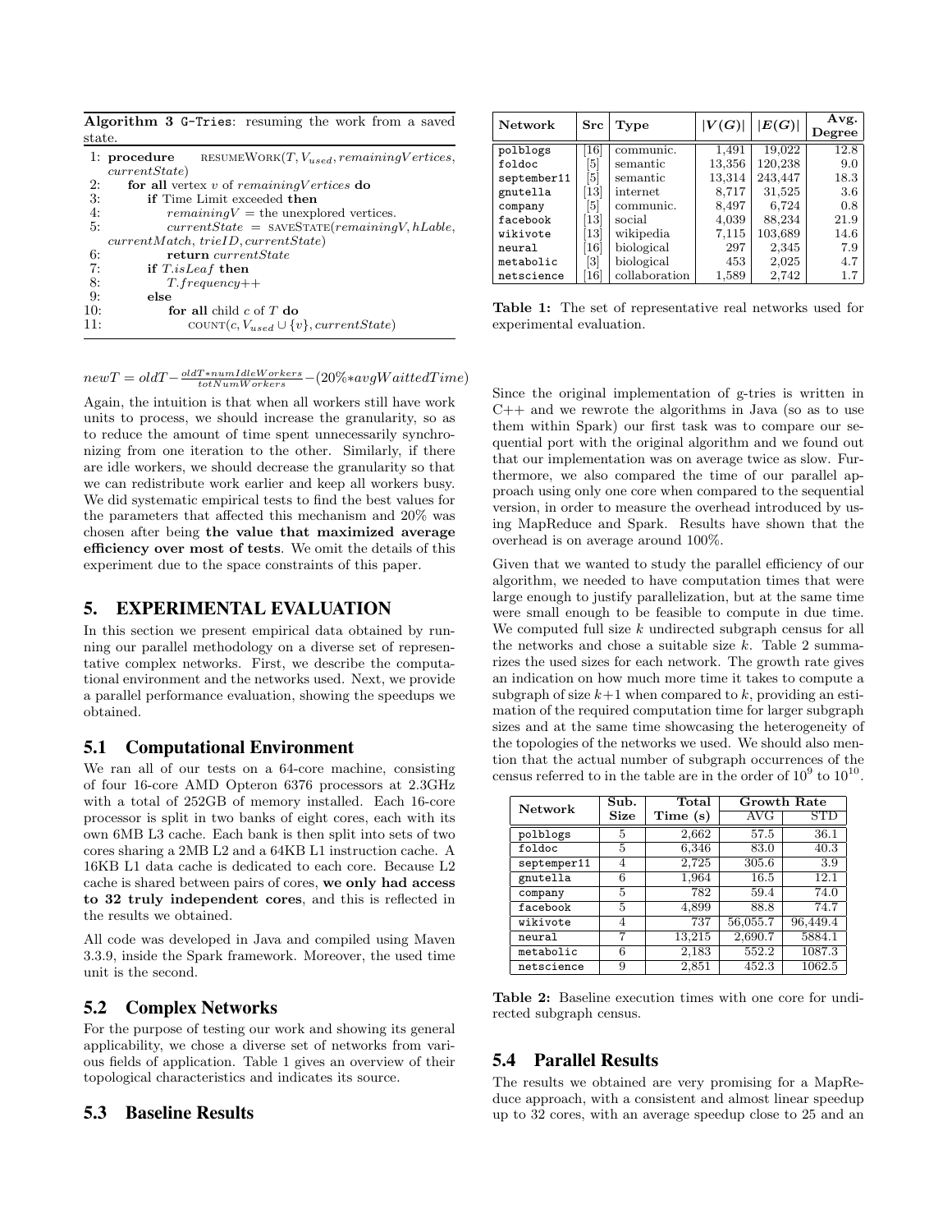**Algorithm 3** G-Tries: resuming the work from a saved state.

```
1: procedure  resumeWork(T, V_used, remainingVertices, currentState)
2:   for all vertex v of remainingVertices do
3:     if Time Limit exceeded then
4:       remainingV = the unexplored vertices.
5:       currentState = saveState(remainingV, hLable, currentMatch, trieID, currentState)
6:       return currentState
7:     if T.isLeaf then
8:       T.frequency++
9:     else
10:      for all child c of T do
11:        count(c, V_used ∪ {v}, currentState)
```

$newT = oldT - \frac{oldT * numIdleWorkers}{totNumWorkers} - (20\% * avgWaittedTime)$

Again, the intuition is that when all workers still have work units to process, we should increase the granularity, so as to reduce the amount of time spent unnecessarily synchronizing from one iteration to the other. Similarly, if there are idle workers, we should decrease the granularity so that we can redistribute work earlier and keep all workers busy. We did systematic empirical tests to find the best values for the parameters that affected this mechanism and 20% was chosen after being **the value that maximized average efficiency over most of tests**. We omit the details of this experiment due to the space constraints of this paper.

## 5. EXPERIMENTAL EVALUATION

In this section we present empirical data obtained by running our parallel methodology on a diverse set of representative complex networks. First, we describe the computational environment and the networks used. Next, we provide a parallel performance evaluation, showing the speedups we obtained.

### 5.1 Computational Environment

We ran all of our tests on a 64-core machine, consisting of four 16-core AMD Opteron 6376 processors at 2.3GHz with a total of 252GB of memory installed. Each 16-core processor is split in two banks of eight cores, each with its own 6MB L3 cache. Each bank is then split into sets of two cores sharing a 2MB L2 and a 64KB L1 instruction cache. A 16KB L1 data cache is dedicated to each core. Because L2 cache is shared between pairs of cores, **we only had access to 32 truly independent cores**, and this is reflected in the results we obtained.

All code was developed in Java and compiled using Maven 3.3.9, inside the Spark framework. Moreover, the used time unit is the second.

### 5.2 Complex Networks

For the purpose of testing our work and showing its general applicability, we chose a diverse set of networks from various fields of application. Table 1 gives an overview of their topological characteristics and indicates its source.

| Network | Src | Type | $\|V(G)\|$ | $\|E(G)\|$ | Avg. Degree |
|---|---|---|---|---|---|
| polblogs | [16] | communic. | 1,491 | 19,022 | 12.8 |
| foldoc | [5] | semantic | 13,356 | 120,238 | 9.0 |
| september11 | [5] | semantic | 13,314 | 243,447 | 18.3 |
| gnutella | [13] | internet | 8,717 | 31,525 | 3.6 |
| company | [5] | communic. | 8,497 | 6,724 | 0.8 |
| facebook | [13] | social | 4,039 | 88,234 | 21.9 |
| wikivote | [13] | wikipedia | 7,115 | 103,689 | 14.6 |
| neural | [16] | biological | 297 | 2,345 | 7.9 |
| metabolic | [3] | biological | 453 | 2,025 | 4.7 |
| netscience | [16] | collaboration | 1,589 | 2,742 | 1.7 |

**Table 1:** The set of representative real networks used for experimental evaluation.

### 5.3 Baseline Results

Since the original implementation of g-tries is written in C++ and we rewrote the algorithms in Java (so as to use them within Spark) our first task was to compare our sequential port with the original algorithm and we found out that our implementation was on average twice as slow. Furthermore, we also compared the time of our parallel approach using only one core when compared to the sequential version, in order to measure the overhead introduced by using MapReduce and Spark. Results have shown that the overhead is on average around 100%.

Given that we wanted to study the parallel efficiency of our algorithm, we needed to have computation times that were large enough to justify parallelization, but at the same time were small enough to be feasible to compute in due time. We computed full size $k$ undirected subgraph census for all the networks and chose a suitable size $k$. Table 2 summarizes the used sizes for each network. The growth rate gives an indication on how much more time it takes to compute a subgraph of size $k+1$ when compared to $k$, providing an estimation of the required computation time for larger subgraph sizes and at the same time showcasing the heterogeneity of the topologies of the networks we used. We should also mention that the actual number of subgraph occurrences of the census referred to in the table are in the order of $10^9$ to $10^{10}$.

| Network | Sub. Size | Total Time (s) | Growth Rate | |
|---|---|---|---|---|
| | | | AVG | STD |
| polblogs | 5 | 2,662 | 57.5 | 36.1 |
| foldoc | 5 | 6,346 | 83.0 | 40.3 |
| septemper11 | 4 | 2,725 | 305.6 | 3.9 |
| gnutella | 6 | 1,964 | 16.5 | 12.1 |
| company | 5 | 782 | 59.4 | 74.0 |
| facebook | 5 | 4,899 | 88.8 | 74.7 |
| wikivote | 4 | 737 | 56,055.7 | 96,449.4 |
| neural | 7 | 13,215 | 2,690.7 | 5884.1 |
| metabolic | 6 | 2,183 | 552.2 | 1087.3 |
| netscience | 9 | 2,851 | 452.3 | 1062.5 |

**Table 2:** Baseline execution times with one core for undirected subgraph census.

### 5.4 Parallel Results

The results we obtained are very promising for a MapReduce approach, with a consistent and almost linear speedup up to 32 cores, with an average speedup close to 25 and an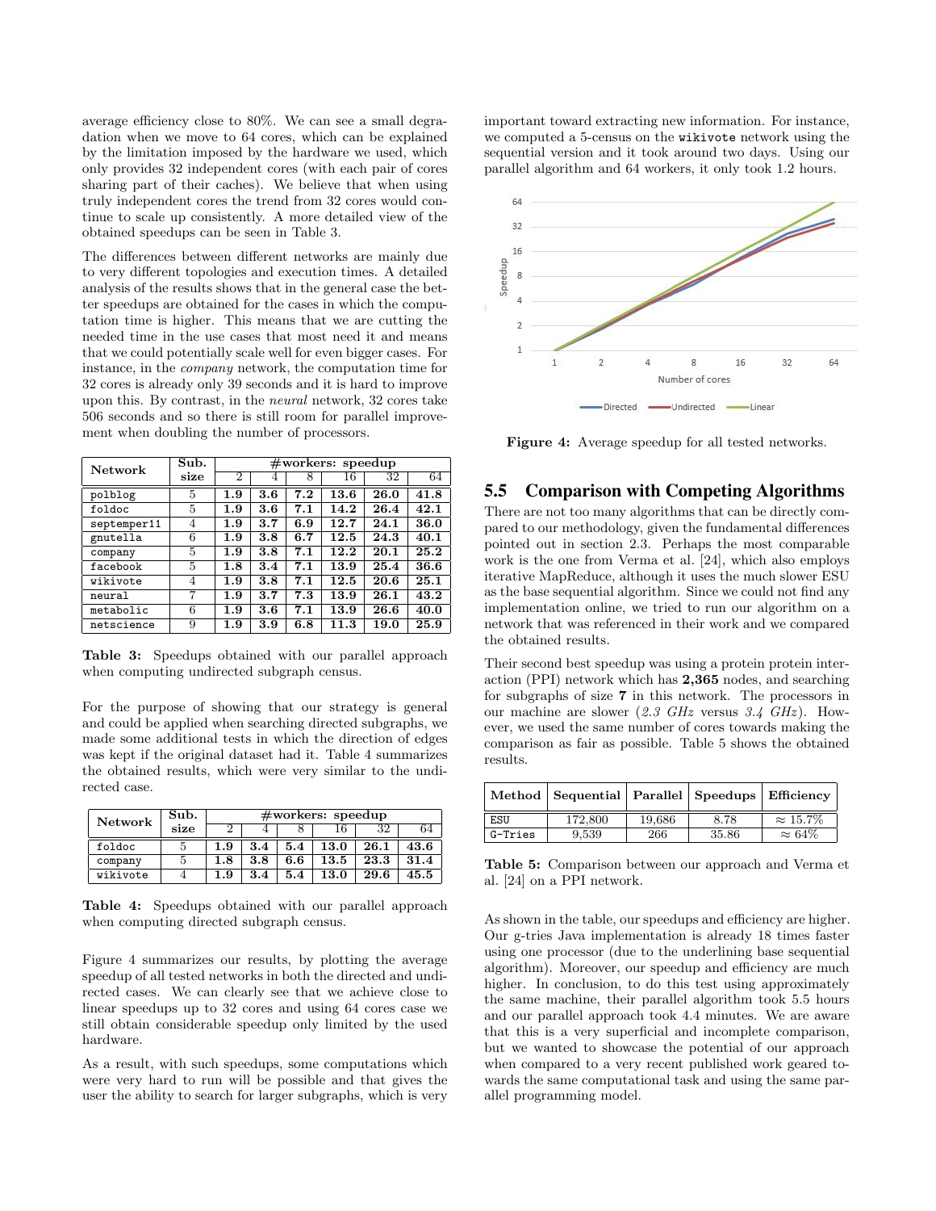average efficiency close to 80%. We can see a small degradation when we move to 64 cores, which can be explained by the limitation imposed by the hardware we used, which only provides 32 independent cores (with each pair of cores sharing part of their caches). We believe that when using truly independent cores the trend from 32 cores would continue to scale up consistently. A more detailed view of the obtained speedups can be seen in Table 3.

The differences between different networks are mainly due to very different topologies and execution times. A detailed analysis of the results shows that in the general case the better speedups are obtained for the cases in which the computation time is higher. This means that we are cutting the needed time in the use cases that most need it and means that we could potentially scale well for even bigger cases. For instance, in the *company* network, the computation time for 32 cores is already only 39 seconds and it is hard to improve upon this. By contrast, in the *neural* network, 32 cores take 506 seconds and so there is still room for parallel improvement when doubling the number of processors.

| Network | Sub. size | #workers: speedup | | | | | |
|---|---|---|---|---|---|---|---|
| | | 2 | 4 | 8 | 16 | 32 | 64 |
| polblog | 5 | **1.9** | **3.6** | **7.2** | **13.6** | **26.0** | **41.8** |
| foldoc | 5 | **1.9** | **3.6** | **7.1** | **14.2** | **26.4** | **42.1** |
| september11 | 4 | **1.9** | **3.7** | **6.9** | **12.7** | **24.1** | **36.0** |
| gnutella | 6 | **1.9** | **3.8** | **6.7** | **12.5** | **24.3** | **40.1** |
| company | 5 | **1.9** | **3.8** | **7.1** | **12.2** | **20.1** | **25.2** |
| facebook | 5 | **1.8** | **3.4** | **7.1** | **13.9** | **25.4** | **36.6** |
| wikivote | 4 | **1.9** | **3.8** | **7.1** | **12.5** | **20.6** | **25.1** |
| neural | 7 | **1.9** | **3.7** | **7.3** | **13.9** | **26.1** | **43.2** |
| metabolic | 6 | **1.9** | **3.6** | **7.1** | **13.9** | **26.6** | **40.0** |
| netscience | 9 | **1.9** | **3.9** | **6.8** | **11.3** | **19.0** | **25.9** |

**Table 3:** Speedups obtained with our parallel approach when computing undirected subgraph census.

For the purpose of showing that our strategy is general and could be applied when searching directed subgraphs, we made some additional tests in which the direction of edges was kept if the original dataset had it. Table 4 summarizes the obtained results, which were very similar to the undirected case.

| Network | Sub. size | #workers: speedup | | | | | |
|---|---|---|---|---|---|---|---|
| | | 2 | 4 | 8 | 16 | 32 | 64 |
| foldoc | 5 | **1.9** | **3.4** | **5.4** | **13.0** | **26.1** | **43.6** |
| company | 5 | **1.8** | **3.8** | **6.6** | **13.5** | **23.3** | **31.4** |
| wikivote | 4 | **1.9** | **3.4** | **5.4** | **13.0** | **29.6** | **45.5** |

**Table 4:** Speedups obtained with our parallel approach when computing directed subgraph census.

Figure 4 summarizes our results, by plotting the average speedup of all tested networks in both the directed and undirected cases. We can clearly see that we achieve close to linear speedups up to 32 cores and using 64 cores case we still obtain considerable speedup only limited by the used hardware.

As a result, with such speedups, some computations which were very hard to run will be possible and that gives the user the ability to search for larger subgraphs, which is very important toward extracting new information. For instance, we computed a 5-census on the wikivote network using the sequential version and it took around two days. Using our parallel algorithm and 64 workers, it only took 1.2 hours.

**Figure 4:** Average speedup for all tested networks.

## 5.5 Comparison with Competing Algorithms

There are not too many algorithms that can be directly compared to our methodology, given the fundamental differences pointed out in section 2.3. Perhaps the most comparable work is the one from Verma et al. [24], which also employs iterative MapReduce, although it uses the much slower ESU as the base sequential algorithm. Since we could not find any implementation online, we tried to run our algorithm on a network that was referenced in their work and we compared the obtained results.

Their second best speedup was using a protein protein interaction (PPI) network which has **2,365** nodes, and searching for subgraphs of size **7** in this network. The processors in our machine are slower (*2.3 GHz* versus *3.4 GHz*). However, we used the same number of cores towards making the comparison as fair as possible. Table 5 shows the obtained results.

| Method | Sequential | Parallel | Speedups | Efficiency |
|---|---|---|---|---|
| ESU | 172,800 | 19,686 | 8.78 | $\approx 15.7\%$ |
| G-Tries | 9,539 | 266 | 35.86 | $\approx 64\%$ |

**Table 5:** Comparison between our approach and Verma et al. [24] on a PPI network.

As shown in the table, our speedups and efficiency are higher. Our g-tries Java implementation is already 18 times faster using one processor (due to the underlining base sequential algorithm). Moreover, our speedup and efficiency are much higher. In conclusion, to do this test using approximately the same machine, their parallel algorithm took 5.5 hours and our parallel approach took 4.4 minutes. We are aware that this is a very superficial and incomplete comparison, but we wanted to showcase the potential of our approach when compared to a very recent published work geared towards the same computational task and using the same parallel programming model.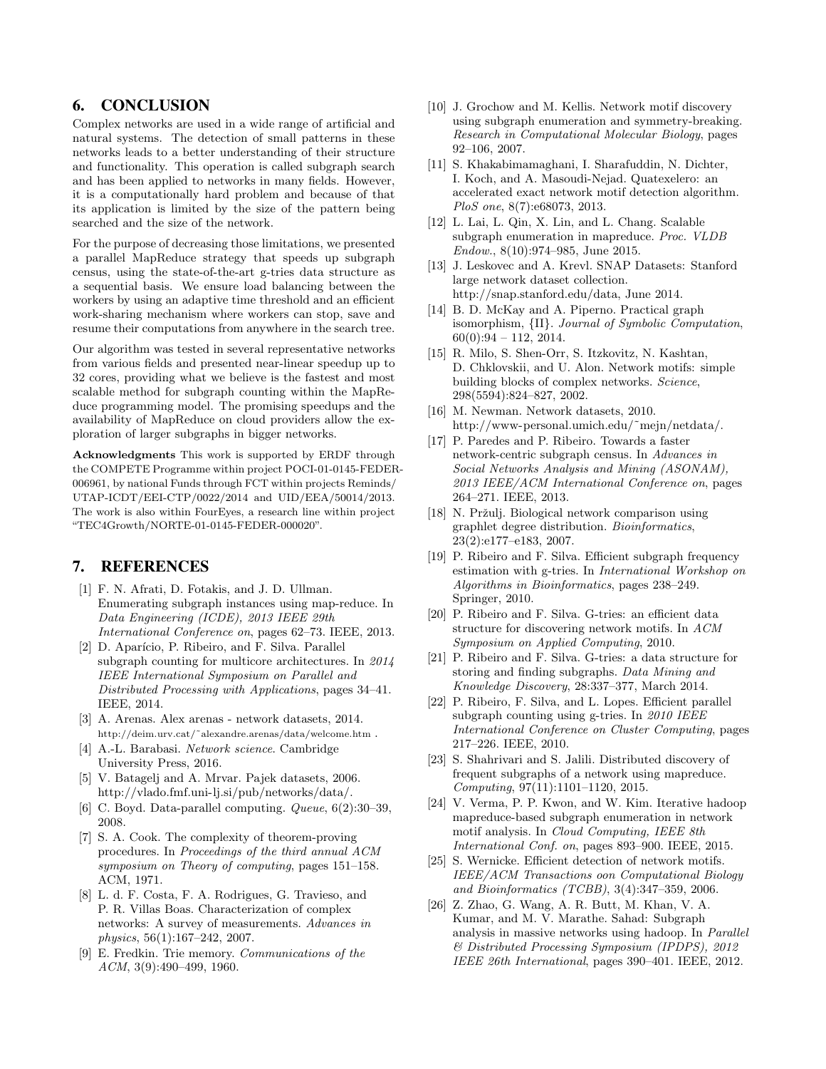## 6. CONCLUSION

Complex networks are used in a wide range of artificial and natural systems. The detection of small patterns in these networks leads to a better understanding of their structure and functionality. This operation is called subgraph search and has been applied to networks in many fields. However, it is a computationally hard problem and because of that its application is limited by the size of the pattern being searched and the size of the network.

For the purpose of decreasing those limitations, we presented a parallel MapReduce strategy that speeds up subgraph census, using the state-of-the-art g-tries data structure as a sequential basis. We ensure load balancing between the workers by using an adaptive time threshold and an efficient work-sharing mechanism where workers can stop, save and resume their computations from anywhere in the search tree.

Our algorithm was tested in several representative networks from various fields and presented near-linear speedup up to 32 cores, providing what we believe is the fastest and most scalable method for subgraph counting within the MapReduce programming model. The promising speedups and the availability of MapReduce on cloud providers allow the exploration of larger subgraphs in bigger networks.

**Acknowledgments** This work is supported by ERDF through the COMPETE Programme within project POCI-01-0145-FEDER-006961, by national Funds through FCT within projects Reminds/UTAP-ICDT/EEI-CTP/0022/2014 and UID/EEA/50014/2013. The work is also within FourEyes, a research line within project "TEC4Growth/NORTE-01-0145-FEDER-000020".

## 7. REFERENCES

[1] F. N. Afrati, D. Fotakis, and J. D. Ullman. Enumerating subgraph instances using map-reduce. In *Data Engineering (ICDE), 2013 IEEE 29th International Conference on*, pages 62–73. IEEE, 2013.

[2] D. Aparício, P. Ribeiro, and F. Silva. Parallel subgraph counting for multicore architectures. In *2014 IEEE International Symposium on Parallel and Distributed Processing with Applications*, pages 34–41. IEEE, 2014.

[3] A. Arenas. Alex arenas - network datasets, 2014. http://deim.urv.cat/~alexandre.arenas/data/welcome.htm .

[4] A.-L. Barabasi. *Network science*. Cambridge University Press, 2016.

[5] V. Batagelj and A. Mrvar. Pajek datasets, 2006. http://vlado.fmf.uni-lj.si/pub/networks/data/.

[6] C. Boyd. Data-parallel computing. *Queue*, 6(2):30–39, 2008.

[7] S. A. Cook. The complexity of theorem-proving procedures. In *Proceedings of the third annual ACM symposium on Theory of computing*, pages 151–158. ACM, 1971.

[8] L. d. F. Costa, F. A. Rodrigues, G. Travieso, and P. R. Villas Boas. Characterization of complex networks: A survey of measurements. *Advances in physics*, 56(1):167–242, 2007.

[9] E. Fredkin. Trie memory. *Communications of the ACM*, 3(9):490–499, 1960.

[10] J. Grochow and M. Kellis. Network motif discovery using subgraph enumeration and symmetry-breaking. *Research in Computational Molecular Biology*, pages 92–106, 2007.

[11] S. Khakabimamaghani, I. Sharafuddin, N. Dichter, I. Koch, and A. Masoudi-Nejad. Quatexelero: an accelerated exact network motif detection algorithm. *PloS one*, 8(7):e68073, 2013.

[12] L. Lai, L. Qin, X. Lin, and L. Chang. Scalable subgraph enumeration in mapreduce. *Proc. VLDB Endow.*, 8(10):974–985, June 2015.

[13] J. Leskovec and A. Krevl. SNAP Datasets: Stanford large network dataset collection. http://snap.stanford.edu/data, June 2014.

[14] B. D. McKay and A. Piperno. Practical graph isomorphism, {II}. *Journal of Symbolic Computation*, 60(0):94 – 112, 2014.

[15] R. Milo, S. Shen-Orr, S. Itzkovitz, N. Kashtan, D. Chklovskii, and U. Alon. Network motifs: simple building blocks of complex networks. *Science*, 298(5594):824–827, 2002.

[16] M. Newman. Network datasets, 2010. http://www-personal.umich.edu/~mejn/netdata/.

[17] P. Paredes and P. Ribeiro. Towards a faster network-centric subgraph census. In *Advances in Social Networks Analysis and Mining (ASONAM), 2013 IEEE/ACM International Conference on*, pages 264–271. IEEE, 2013.

[18] N. Pržulj. Biological network comparison using graphlet degree distribution. *Bioinformatics*, 23(2):e177–e183, 2007.

[19] P. Ribeiro and F. Silva. Efficient subgraph frequency estimation with g-tries. In *International Workshop on Algorithms in Bioinformatics*, pages 238–249. Springer, 2010.

[20] P. Ribeiro and F. Silva. G-tries: an efficient data structure for discovering network motifs. In *ACM Symposium on Applied Computing*, 2010.

[21] P. Ribeiro and F. Silva. G-tries: a data structure for storing and finding subgraphs. *Data Mining and Knowledge Discovery*, 28:337–377, March 2014.

[22] P. Ribeiro, F. Silva, and L. Lopes. Efficient parallel subgraph counting using g-tries. In *2010 IEEE International Conference on Cluster Computing*, pages 217–226. IEEE, 2010.

[23] S. Shahrivari and S. Jalili. Distributed discovery of frequent subgraphs of a network using mapreduce. *Computing*, 97(11):1101–1120, 2015.

[24] V. Verma, P. P. Kwon, and W. Kim. Iterative hadoop mapreduce-based subgraph enumeration in network motif analysis. In *Cloud Computing, IEEE 8th International Conf. on*, pages 893–900. IEEE, 2015.

[25] S. Wernicke. Efficient detection of network motifs. *IEEE/ACM Transactions oon Computational Biology and Bioinformatics (TCBB)*, 3(4):347–359, 2006.

[26] Z. Zhao, G. Wang, A. R. Butt, M. Khan, V. A. Kumar, and M. V. Marathe. Sahad: Subgraph analysis in massive networks using hadoop. In *Parallel & Distributed Processing Symposium (IPDPS), 2012 IEEE 26th International*, pages 390–401. IEEE, 2012.